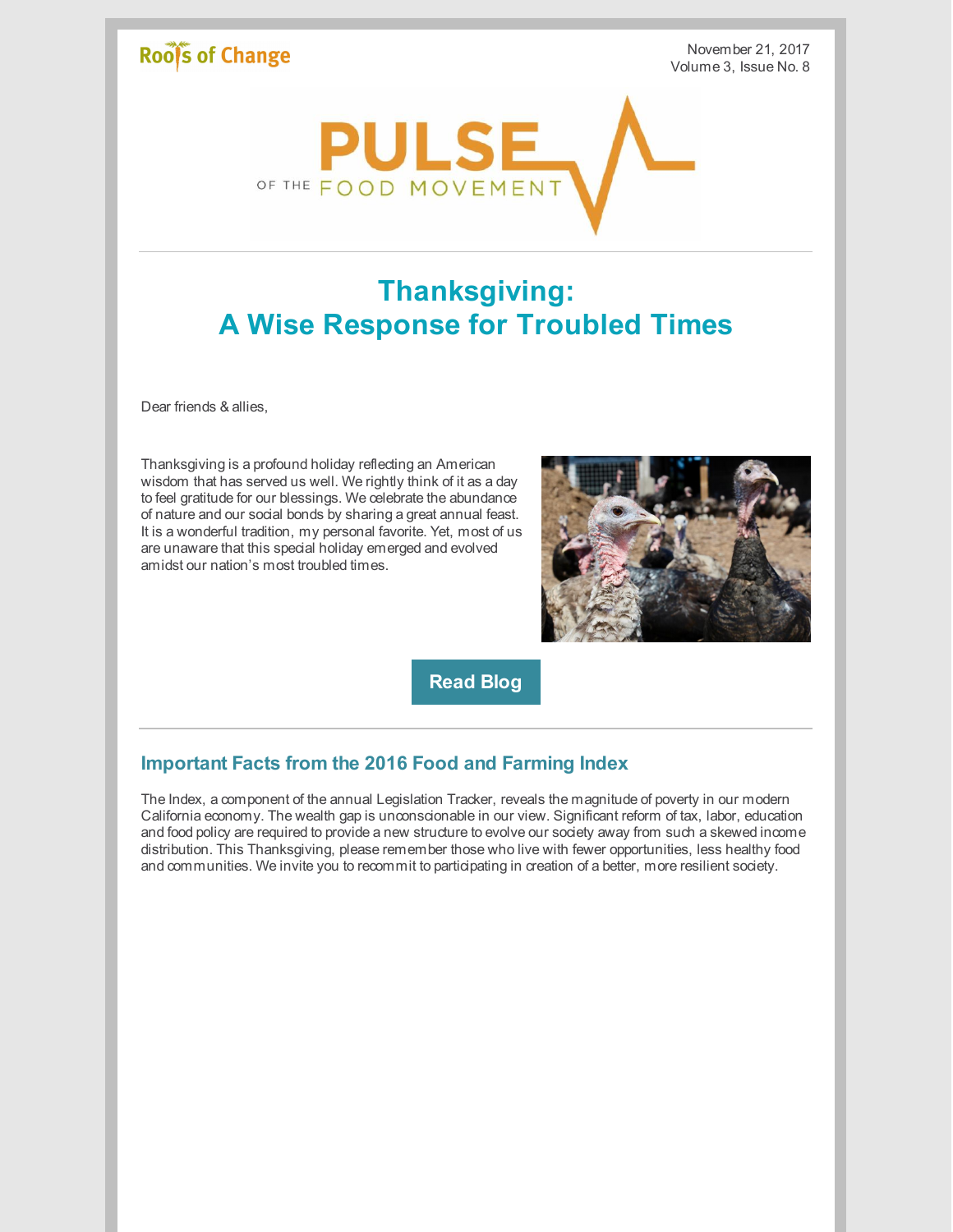Roots of Change

November 21, 2017
Volume 3, Issue No. 8

PULSE OF THE FOOD MOVEMENT

# Thanksgiving: A Wise Response for Troubled Times

Dear friends & allies,

Thanksgiving is a profound holiday reflecting an American wisdom that has served us well. We rightly think of it as a day to feel gratitude for our blessings. We celebrate the abundance of nature and our social bonds by sharing a great annual feast. It is a wonderful tradition, my personal favorite. Yet, most of us are unaware that this special holiday emerged and evolved amidst our nation's most troubled times.

**Read Blog**

## Important Facts from the 2016 Food and Farming Index

The Index, a component of the annual Legislation Tracker, reveals the magnitude of poverty in our modern California economy. The wealth gap is unconscionable in our view. Significant reform of tax, labor, education and food policy are required to provide a new structure to evolve our society away from such a skewed income distribution. This Thanksgiving, please remember those who live with fewer opportunities, less healthy food and communities. We invite you to recommit to participating in creation of a better, more resilient society.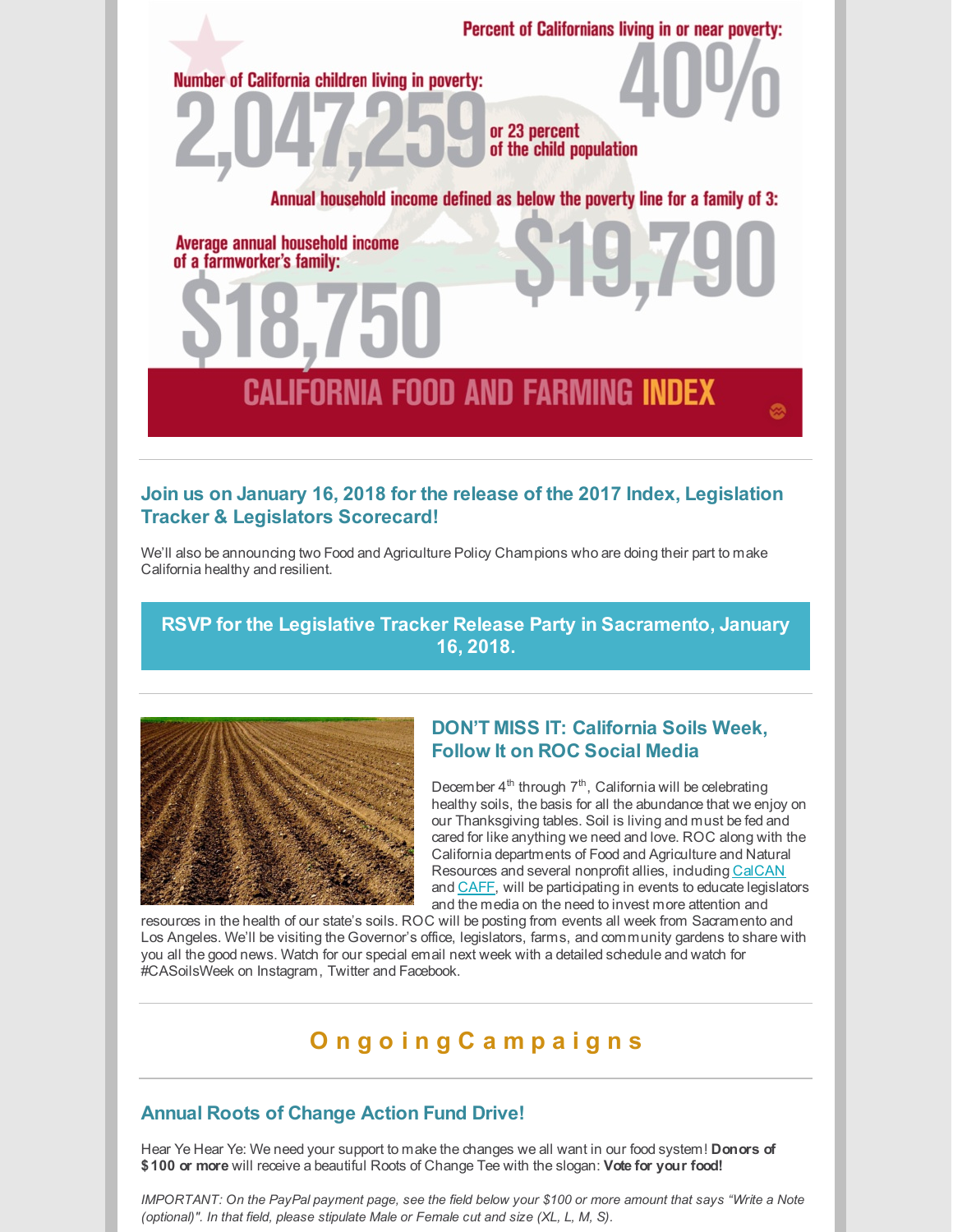Percent of Californians living in or near poverty: **40%**

Number of California children living in poverty: **2,047,259** or 23 percent of the child population

Annual household income defined as below the poverty line for a family of 3: **$19,790**

Average annual household income of a farmworker's family: **$18,750**

CALIFORNIA FOOD AND FARMING **INDEX**

---

### Join us on January 16, 2018 for the release of the 2017 Index, Legislation Tracker & Legislators Scorecard!

We'll also be announcing two Food and Agriculture Policy Champions who are doing their part to make California healthy and resilient.

**RSVP for the Legislative Tracker Release Party in Sacramento, January 16, 2018.**

---

### DON'T MISS IT: California Soils Week, Follow It on ROC Social Media

December 4th through 7th, California will be celebrating healthy soils, the basis for all the abundance that we enjoy on our Thanksgiving tables. Soil is living and must be fed and cared for like anything we need and love. ROC along with the California departments of Food and Agriculture and Natural Resources and several nonprofit allies, including CalCAN and CAFF, will be participating in events to educate legislators and the media on the need to invest more attention and resources in the health of our state's soils. ROC will be posting from events all week from Sacramento and Los Angeles. We'll be visiting the Governor's office, legislators, farms, and community gardens to share with you all the good news. Watch for our special email next week with a detailed schedule and watch for #CASoilsWeek on Instagram, Twitter and Facebook.

---

## Ongoing Campaigns

---

### Annual Roots of Change Action Fund Drive!

Hear Ye Hear Ye: We need your support to make the changes we all want in our food system! **Donors of $100 or more** will receive a beautiful Roots of Change Tee with the slogan: **Vote for your food!**

*IMPORTANT: On the PayPal payment page, see the field below your $100 or more amount that says "Write a Note (optional)". In that field, please stipulate Male or Female cut and size (XL, L, M, S).*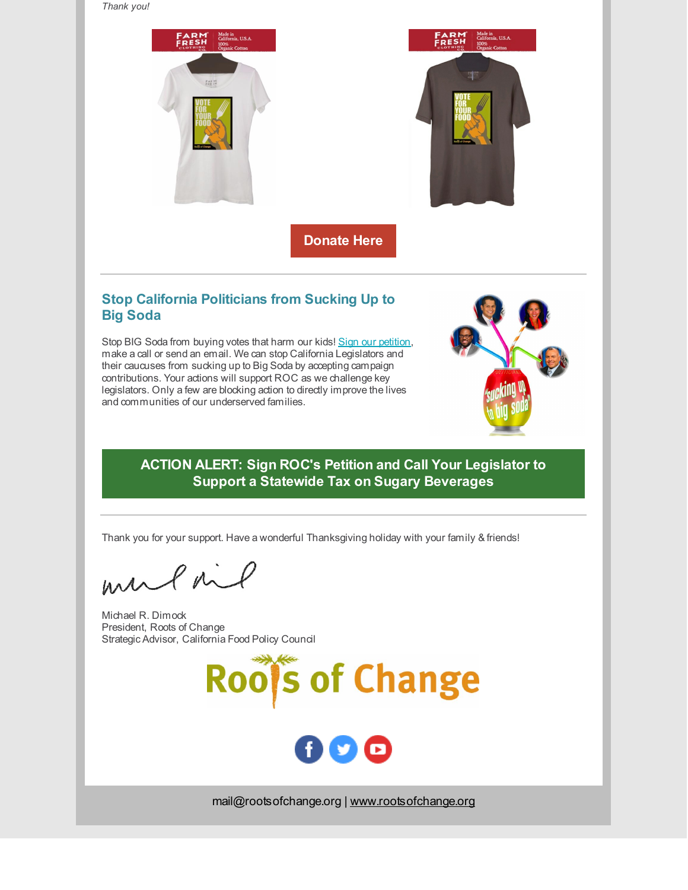*Thank you!*

**Donate Here**

---

## Stop California Politicians from Sucking Up to Big Soda

Stop BIG Soda from buying votes that harm our kids! Sign our petition, make a call or send an email. We can stop California Legislators and their caucuses from sucking up to Big Soda by accepting campaign contributions. Your actions will support ROC as we challenge key legislators. Only a few are blocking action to directly improve the lives and communities of our underserved families.

**ACTION ALERT: Sign ROC's Petition and Call Your Legislator to Support a Statewide Tax on Sugary Beverages**

---

Thank you for your support. Have a wonderful Thanksgiving holiday with your family & friends!

Michael R. Dimock
President, Roots of Change
Strategic Advisor, California Food Policy Council

Roots of Change

mail@rootsofchange.org | www.rootsofchange.org